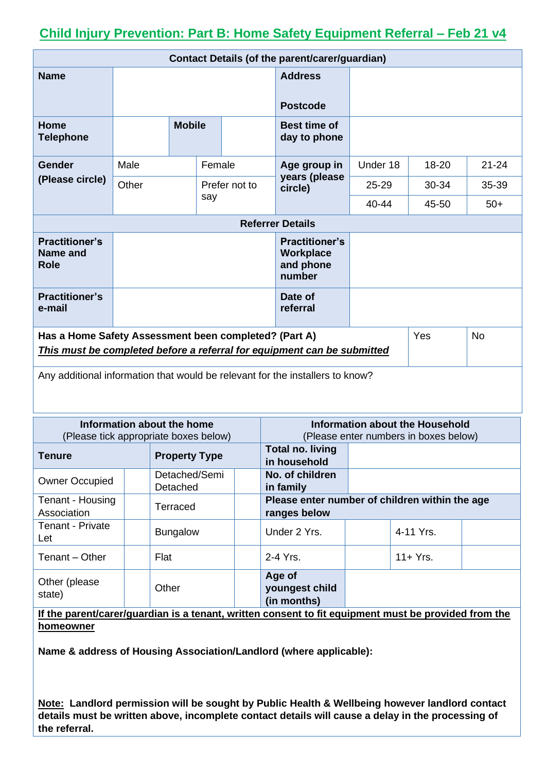# Child Injury Prevention: Part B: Home Safety Equipment Referral – Feb 21 v4

| Contact Details (of the parent/carer/guardian) | | | | | | | |
|---|---|---|---|---|---|---|---|
| **Name** | | | | **Address**<br><br>**Postcode** | | | |
| **Home Telephone** | | **Mobile** | | **Best time of day to phone** | | | |
| **Gender (Please circle)** | Male | | Female | **Age group in years (please circle)** | Under 18 | 18-20 | 21-24 |
| | Other | | Prefer not to say | | 25-29 | 30-34 | 35-39 |
| | | | | | 40-44 | 45-50 | 50+ |

| Referrer Details | | | |
|---|---|---|---|
| **Practitioner's Name and Role** | | **Practitioner's Workplace and phone number** | |
| **Practitioner's e-mail** | | **Date of referral** | |

| | | |
|---|---|---|
| **Has a Home Safety Assessment been completed? (Part A)**<br>***This must be completed before a referral for equipment can be submitted*** | Yes | No |

Any additional information that would be relevant for the installers to know?

| **Information about the home** (Please tick appropriate boxes below) | | | | **Information about the Household** (Please enter numbers in boxes below) | | | |
|---|---|---|---|---|---|---|---|
| **Tenure** | | **Property Type** | | **Total no. living in household** | | | |
| Owner Occupied | | Detached/Semi Detached | | **No. of children in family** | | | |
| Tenant - Housing Association | | Terraced | | **Please enter number of children within the age ranges below** | | | |
| Tenant - Private Let | | Bungalow | | Under 2 Yrs. | | 4-11 Yrs. | |
| Tenant – Other | | Flat | | 2-4 Yrs. | | 11+ Yrs. | |
| Other (please state) | | Other | | **Age of youngest child (in months)** | | | |

**<u>If the parent/carer/guardian is a tenant, written consent to fit equipment must be provided from the homeowner</u>**

**Name & address of Housing Association/Landlord (where applicable):**

**<u>Note:</u> Landlord permission will be sought by Public Health & Wellbeing however landlord contact details must be written above, incomplete contact details will cause a delay in the processing of the referral.**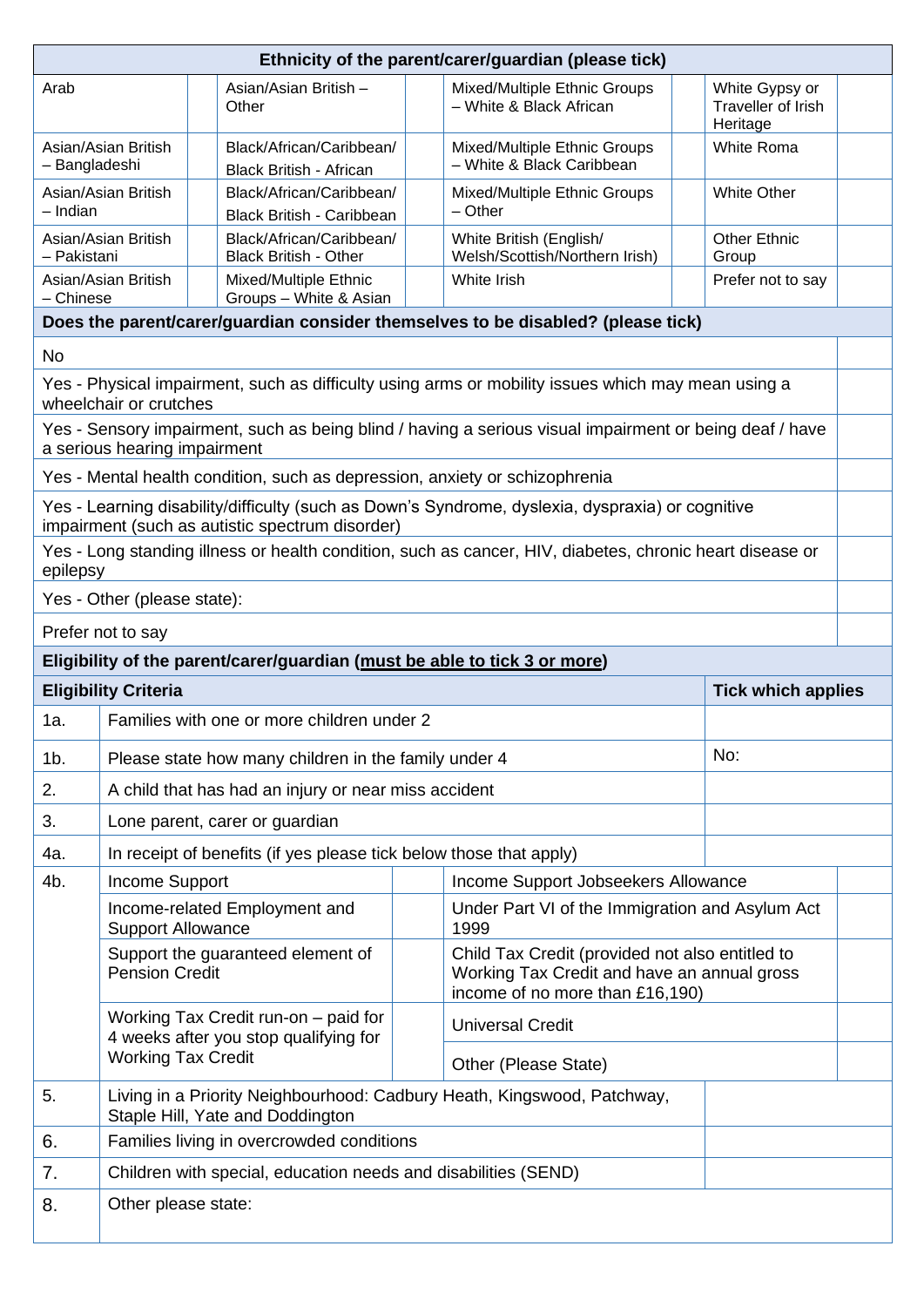| Ethnicity of the parent/carer/guardian (please tick) | | | | | | | |
|---|---|---|---|---|---|---|---|
| Arab | | Asian/Asian British – Other | | Mixed/Multiple Ethnic Groups – White & Black African | | White Gypsy or Traveller of Irish Heritage | |
| Asian/Asian British – Bangladeshi | | Black/African/Caribbean/ Black British - African | | Mixed/Multiple Ethnic Groups – White & Black Caribbean | | White Roma | |
| Asian/Asian British – Indian | | Black/African/Caribbean/ Black British - Caribbean | | Mixed/Multiple Ethnic Groups – Other | | White Other | |
| Asian/Asian British – Pakistani | | Black/African/Caribbean/ Black British - Other | | White British (English/ Welsh/Scottish/Northern Irish) | | Other Ethnic Group | |
| Asian/Asian British – Chinese | | Mixed/Multiple Ethnic Groups – White & Asian | | White Irish | | Prefer not to say | |

| Does the parent/carer/guardian consider themselves to be disabled? (please tick) | |
|---|---|
| No | |
| Yes - Physical impairment, such as difficulty using arms or mobility issues which may mean using a wheelchair or crutches | |
| Yes - Sensory impairment, such as being blind / having a serious visual impairment or being deaf / have a serious hearing impairment | |
| Yes - Mental health condition, such as depression, anxiety or schizophrenia | |
| Yes - Learning disability/difficulty (such as Down's Syndrome, dyslexia, dyspraxia) or cognitive impairment (such as autistic spectrum disorder) | |
| Yes - Long standing illness or health condition, such as cancer, HIV, diabetes, chronic heart disease or epilepsy | |
| Yes - Other (please state): | |
| Prefer not to say | |

**Eligibility of the parent/carer/guardian (must be able to tick 3 or more)**

| | Eligibility Criteria | | | Tick which applies |
|---|---|---|---|---|
| 1a. | Families with one or more children under 2 | | | |
| 1b. | Please state how many children in the family under 4 | | | No: |
| 2. | A child that has had an injury or near miss accident | | | |
| 3. | Lone parent, carer or guardian | | | |
| 4a. | In receipt of benefits (if yes please tick below those that apply) | | | |
| 4b. | Income Support | | Income Support Jobseekers Allowance | |
| | Income-related Employment and Support Allowance | | Under Part VI of the Immigration and Asylum Act 1999 | |
| | Support the guaranteed element of Pension Credit | | Child Tax Credit (provided not also entitled to Working Tax Credit and have an annual gross income of no more than £16,190) | |
| | Working Tax Credit run-on – paid for 4 weeks after you stop qualifying for Working Tax Credit | | Universal Credit | |
| | | | Other (Please State) | |
| 5. | Living in a Priority Neighbourhood: Cadbury Heath, Kingswood, Patchway, Staple Hill, Yate and Doddington | | | |
| 6. | Families living in overcrowded conditions | | | |
| 7. | Children with special, education needs and disabilities (SEND) | | | |
| 8. | Other please state: | | | |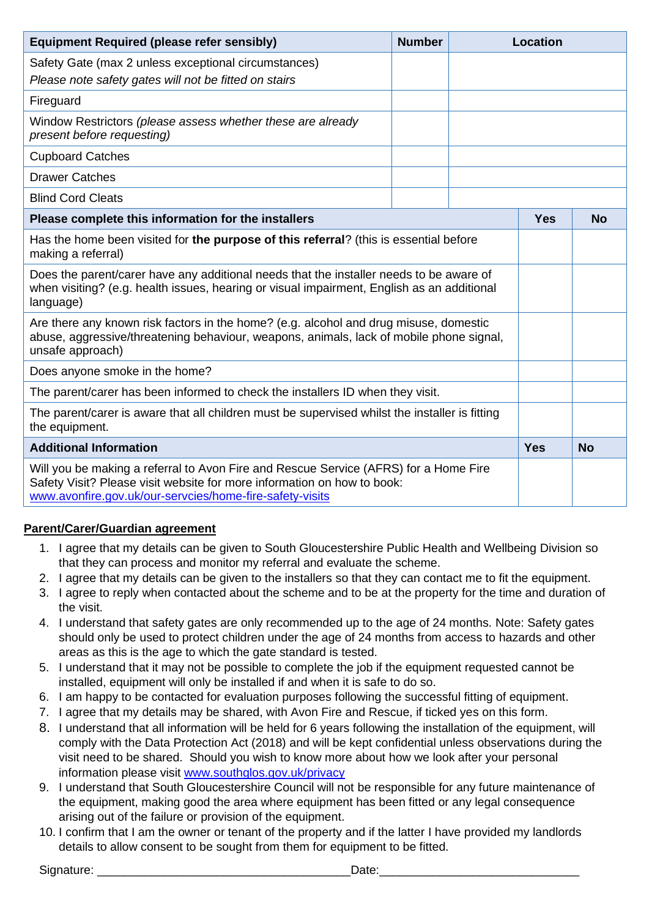| Equipment Required (please refer sensibly) | Number | Location |
|---|---|---|
| Safety Gate (max 2 unless exceptional circumstances)<br>*Please note safety gates will not be fitted on stairs* | | |
| Fireguard | | |
| Window Restrictors *(please assess whether these are already present before requesting)* | | |
| Cupboard Catches | | |
| Drawer Catches | | |
| Blind Cord Cleats | | |

| Please complete this information for the installers | Yes | No |
|---|---|---|
| Has the home been visited for **the purpose of this referral**? (this is essential before making a referral) | | |
| Does the parent/carer have any additional needs that the installer needs to be aware of when visiting? (e.g. health issues, hearing or visual impairment, English as an additional language) | | |
| Are there any known risk factors in the home? (e.g. alcohol and drug misuse, domestic abuse, aggressive/threatening behaviour, weapons, animals, lack of mobile phone signal, unsafe approach) | | |
| Does anyone smoke in the home? | | |
| The parent/carer has been informed to check the installers ID when they visit. | | |
| The parent/carer is aware that all children must be supervised whilst the installer is fitting the equipment. | | |

| Additional Information | Yes | No |
|---|---|---|
| Will you be making a referral to Avon Fire and Rescue Service (AFRS) for a Home Fire Safety Visit? Please visit website for more information on how to book: www.avonfire.gov.uk/our-servcies/home-fire-safety-visits | | |

**Parent/Carer/Guardian agreement**

1. I agree that my details can be given to South Gloucestershire Public Health and Wellbeing Division so that they can process and monitor my referral and evaluate the scheme.
2. I agree that my details can be given to the installers so that they can contact me to fit the equipment.
3. I agree to reply when contacted about the scheme and to be at the property for the time and duration of the visit.
4. I understand that safety gates are only recommended up to the age of 24 months. Note: Safety gates should only be used to protect children under the age of 24 months from access to hazards and other areas as this is the age to which the gate standard is tested.
5. I understand that it may not be possible to complete the job if the equipment requested cannot be installed, equipment will only be installed if and when it is safe to do so.
6. I am happy to be contacted for evaluation purposes following the successful fitting of equipment.
7. I agree that my details may be shared, with Avon Fire and Rescue, if ticked yes on this form.
8. I understand that all information will be held for 6 years following the installation of the equipment, will comply with the Data Protection Act (2018) and will be kept confidential unless observations during the visit need to be shared. Should you wish to know more about how we look after your personal information please visit www.southglos.gov.uk/privacy
9. I understand that South Gloucestershire Council will not be responsible for any future maintenance of the equipment, making good the area where equipment has been fitted or any legal consequence arising out of the failure or provision of the equipment.
10. I confirm that I am the owner or tenant of the property and if the latter I have provided my landlords details to allow consent to be sought from them for equipment to be fitted.

Signature: ______________________________________ Date: ______________________________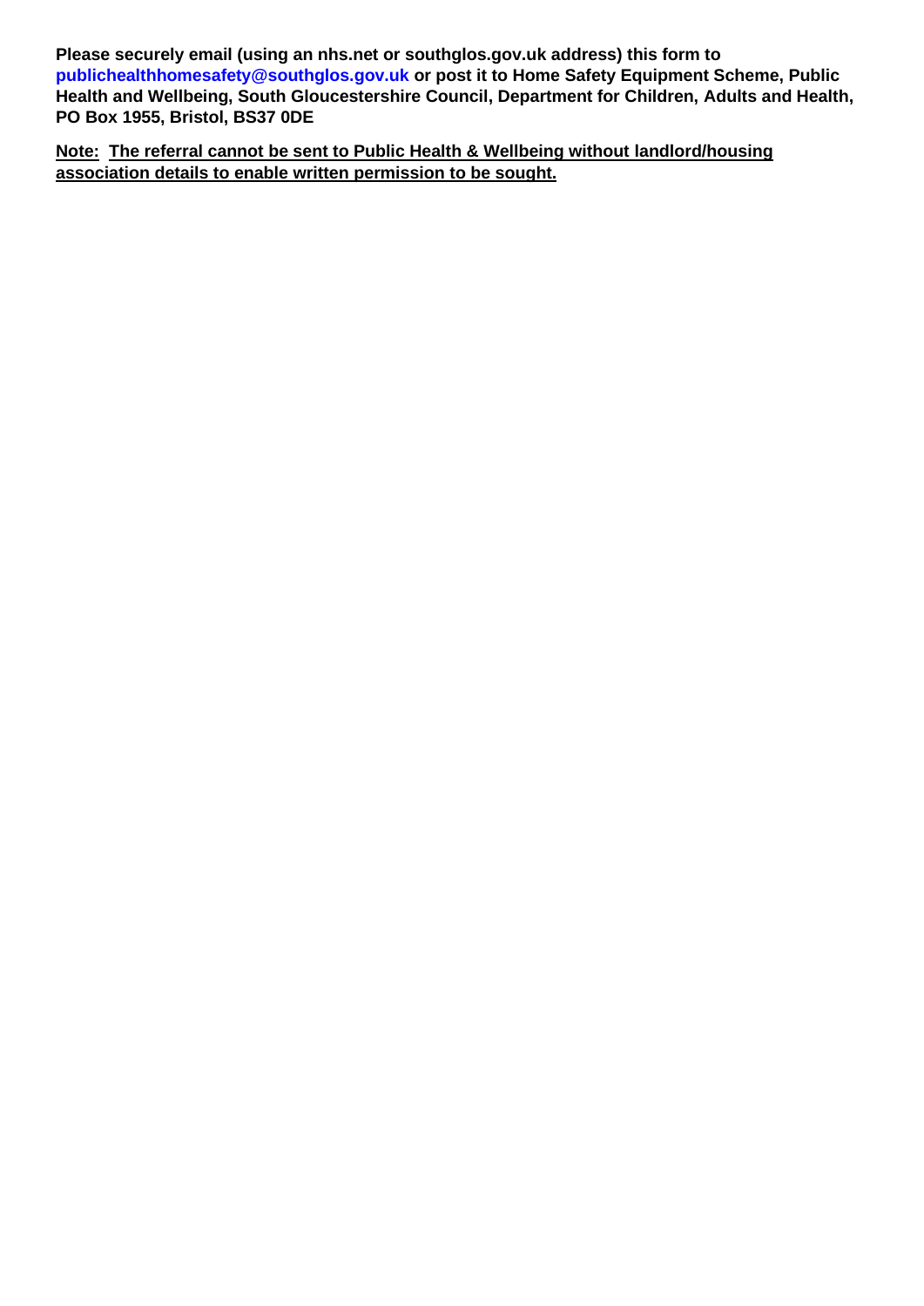**Please securely email (using an nhs.net or southglos.gov.uk address) this form to publichealthhomesafety@southglos.gov.uk or post it to Home Safety Equipment Scheme, Public Health and Wellbeing, South Gloucestershire Council, Department for Children, Adults and Health, PO Box 1955, Bristol, BS37 0DE**

**Note: The referral cannot be sent to Public Health & Wellbeing without landlord/housing association details to enable written permission to be sought.**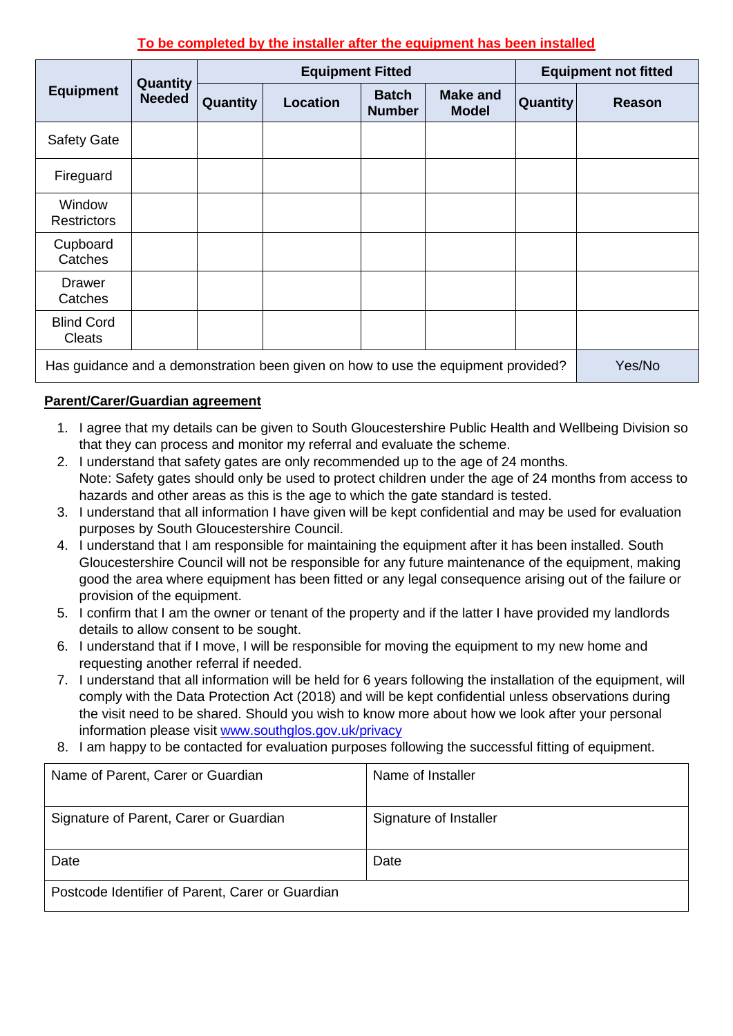**To be completed by the installer after the equipment has been installed**

| Equipment | Quantity Needed | Equipment Fitted | | | | Equipment not fitted | |
|---|---|---|---|---|---|---|---|
| | | Quantity | Location | Batch Number | Make and Model | Quantity | Reason |
| Safety Gate | | | | | | | |
| Fireguard | | | | | | | |
| Window Restrictors | | | | | | | |
| Cupboard Catches | | | | | | | |
| Drawer Catches | | | | | | | |
| Blind Cord Cleats | | | | | | | |
| Has guidance and a demonstration been given on how to use the equipment provided? | | | | | | | Yes/No |

**Parent/Carer/Guardian agreement**

1. I agree that my details can be given to South Gloucestershire Public Health and Wellbeing Division so that they can process and monitor my referral and evaluate the scheme.
2. I understand that safety gates are only recommended up to the age of 24 months.
   Note: Safety gates should only be used to protect children under the age of 24 months from access to hazards and other areas as this is the age to which the gate standard is tested.
3. I understand that all information I have given will be kept confidential and may be used for evaluation purposes by South Gloucestershire Council.
4. I understand that I am responsible for maintaining the equipment after it has been installed. South Gloucestershire Council will not be responsible for any future maintenance of the equipment, making good the area where equipment has been fitted or any legal consequence arising out of the failure or provision of the equipment.
5. I confirm that I am the owner or tenant of the property and if the latter I have provided my landlords details to allow consent to be sought.
6. I understand that if I move, I will be responsible for moving the equipment to my new home and requesting another referral if needed.
7. I understand that all information will be held for 6 years following the installation of the equipment, will comply with the Data Protection Act (2018) and will be kept confidential unless observations during the visit need to be shared. Should you wish to know more about how we look after your personal information please visit [www.southglos.gov.uk/privacy](http://www.southglos.gov.uk/privacy)
8. I am happy to be contacted for evaluation purposes following the successful fitting of equipment.

| | |
|---|---|
| Name of Parent, Carer or Guardian | Name of Installer |
| Signature of Parent, Carer or Guardian | Signature of Installer |
| Date | Date |
| Postcode Identifier of Parent, Carer or Guardian | |